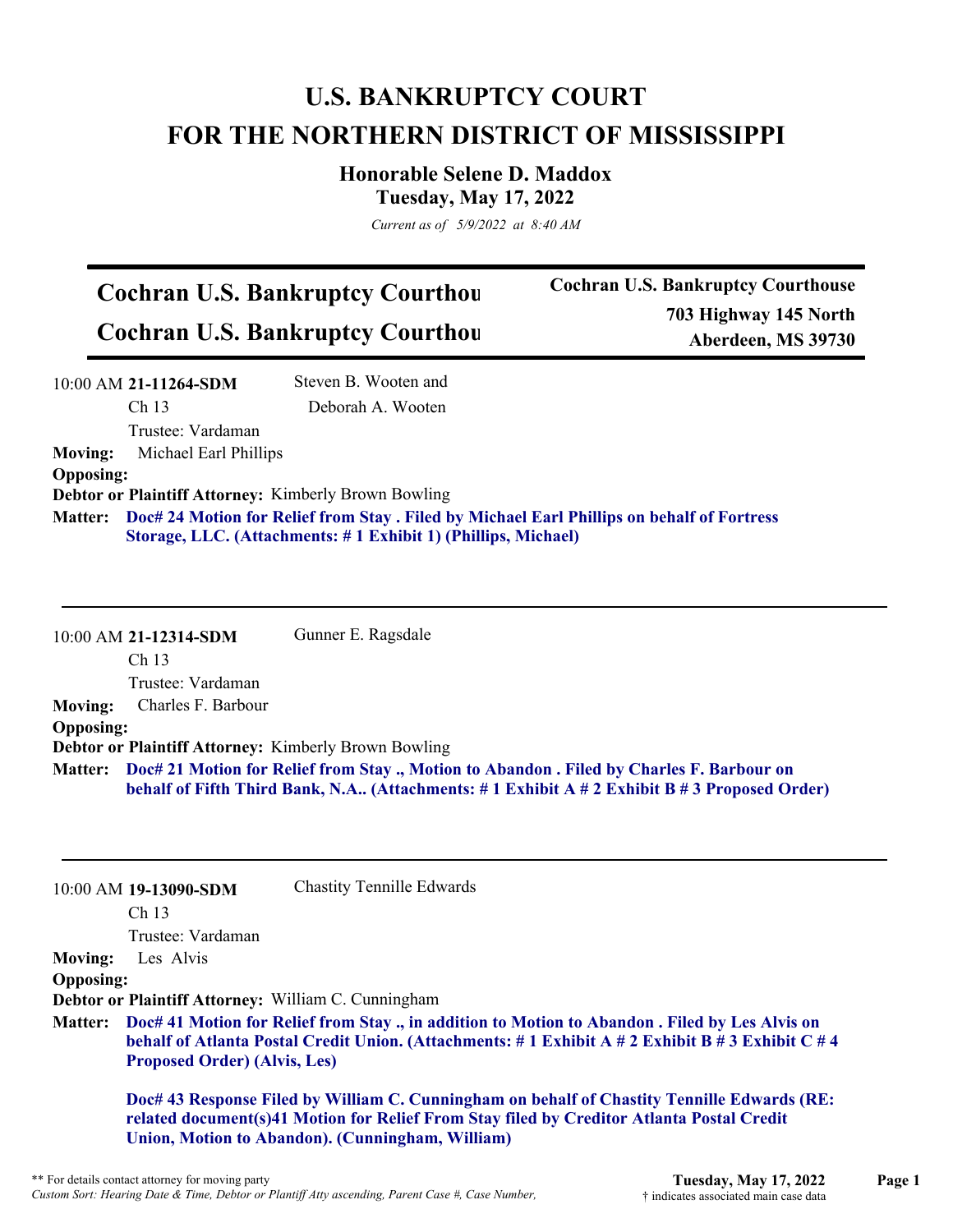# U.S. BANKRUPTCY COURT
# FOR THE NORTHERN DISTRICT OF MISSISSIPPI

### Honorable Selene D. Maddox
### Tuesday, May 17, 2022

*Current as of 5/9/2022 at 8:40 AM*

## Cochran U.S. Bankruptcy Courthou
## Cochran U.S. Bankruptcy Courthou

**Cochran U.S. Bankruptcy Courthouse**
**703 Highway 145 North**
**Aberdeen, MS 39730**

---

10:00 AM **21-11264-SDM** Steven B. Wooten and Deborah A. Wooten
Ch 13
Trustee: Vardaman

**Moving:** Michael Earl Phillips
**Opposing:**
**Debtor or Plaintiff Attorney:** Kimberly Brown Bowling
**Matter:** **Doc# 24 Motion for Relief from Stay . Filed by Michael Earl Phillips on behalf of Fortress Storage, LLC. (Attachments: # 1 Exhibit 1) (Phillips, Michael)**

---

10:00 AM **21-12314-SDM** Gunner E. Ragsdale
Ch 13
Trustee: Vardaman

**Moving:** Charles F. Barbour
**Opposing:**
**Debtor or Plaintiff Attorney:** Kimberly Brown Bowling
**Matter:** **Doc# 21 Motion for Relief from Stay ., Motion to Abandon . Filed by Charles F. Barbour on behalf of Fifth Third Bank, N.A.. (Attachments: # 1 Exhibit A # 2 Exhibit B # 3 Proposed Order)**

---

10:00 AM **19-13090-SDM** Chastity Tennille Edwards
Ch 13
Trustee: Vardaman

**Moving:** Les Alvis
**Opposing:**
**Debtor or Plaintiff Attorney:** William C. Cunningham
**Matter:** **Doc# 41 Motion for Relief from Stay ., in addition to Motion to Abandon . Filed by Les Alvis on behalf of Atlanta Postal Credit Union. (Attachments: # 1 Exhibit A # 2 Exhibit B # 3 Exhibit C # 4 Proposed Order) (Alvis, Les)**

**Doc# 43 Response Filed by William C. Cunningham on behalf of Chastity Tennille Edwards (RE: related document(s)41 Motion for Relief From Stay filed by Creditor Atlanta Postal Credit Union, Motion to Abandon). (Cunningham, William)**

---

\*\* For details contact attorney for moving party
*Custom Sort: Hearing Date & Time, Debtor or Plantiff Atty ascending, Parent Case #, Case Number,*

† indicates associated main case data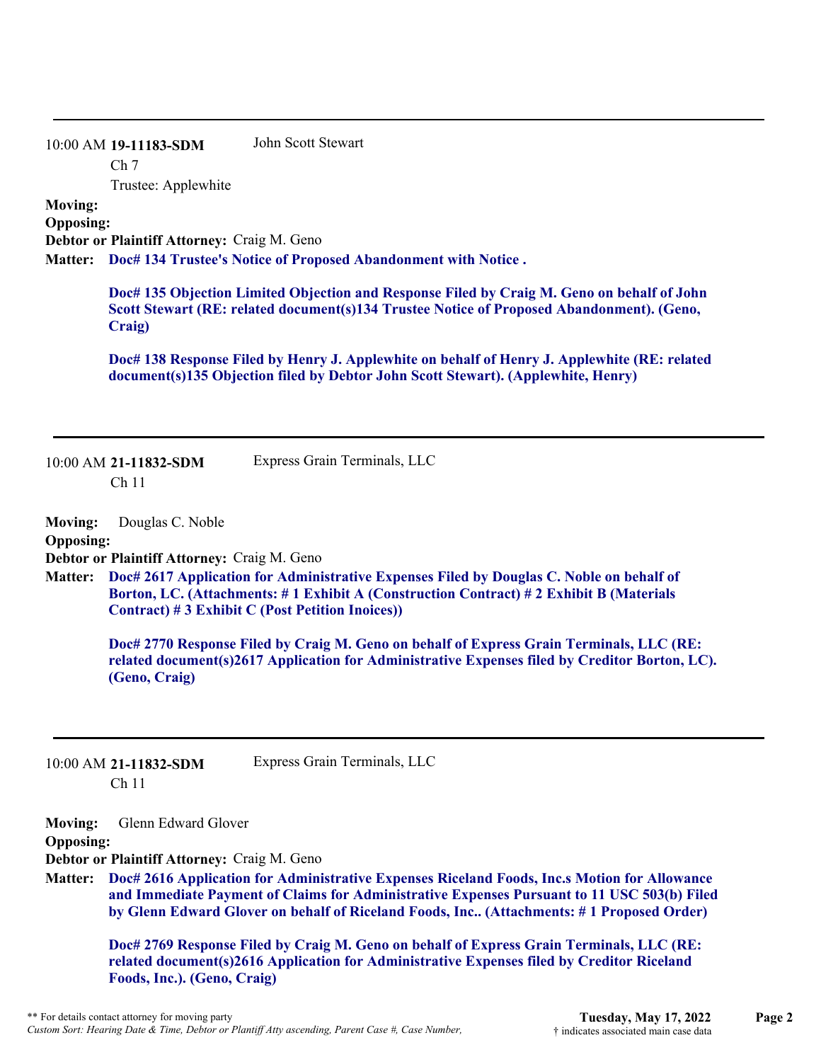---

10:00 AM **19-11183-SDM** John Scott Stewart
Ch 7
Trustee: Applewhite

**Moving:**
**Opposing:**
**Debtor or Plaintiff Attorney:** Craig M. Geno
**Matter:** **Doc# 134 Trustee's Notice of Proposed Abandonment with Notice .**

**Doc# 135 Objection Limited Objection and Response Filed by Craig M. Geno on behalf of John Scott Stewart (RE: related document(s)134 Trustee Notice of Proposed Abandonment). (Geno, Craig)**

**Doc# 138 Response Filed by Henry J. Applewhite on behalf of Henry J. Applewhite (RE: related document(s)135 Objection filed by Debtor John Scott Stewart). (Applewhite, Henry)**

---

10:00 AM **21-11832-SDM** Express Grain Terminals, LLC
Ch 11

**Moving:** Douglas C. Noble
**Opposing:**
**Debtor or Plaintiff Attorney:** Craig M. Geno
**Matter:** **Doc# 2617 Application for Administrative Expenses Filed by Douglas C. Noble on behalf of Borton, LC. (Attachments: # 1 Exhibit A (Construction Contract) # 2 Exhibit B (Materials Contract) # 3 Exhibit C (Post Petition Inoices))**

**Doc# 2770 Response Filed by Craig M. Geno on behalf of Express Grain Terminals, LLC (RE: related document(s)2617 Application for Administrative Expenses filed by Creditor Borton, LC). (Geno, Craig)**

---

10:00 AM **21-11832-SDM** Express Grain Terminals, LLC
Ch 11

**Moving:** Glenn Edward Glover
**Opposing:**
**Debtor or Plaintiff Attorney:** Craig M. Geno
**Matter:** **Doc# 2616 Application for Administrative Expenses Riceland Foods, Inc.s Motion for Allowance and Immediate Payment of Claims for Administrative Expenses Pursuant to 11 USC 503(b) Filed by Glenn Edward Glover on behalf of Riceland Foods, Inc.. (Attachments: # 1 Proposed Order)**

**Doc# 2769 Response Filed by Craig M. Geno on behalf of Express Grain Terminals, LLC (RE: related document(s)2616 Application for Administrative Expenses filed by Creditor Riceland Foods, Inc.). (Geno, Craig)**

** For details contact attorney for moving party
*Custom Sort: Hearing Date & Time, Debtor or Plantiff Atty ascending, Parent Case #, Case Number,*

**Tuesday, May 17, 2022**
† indicates associated main case data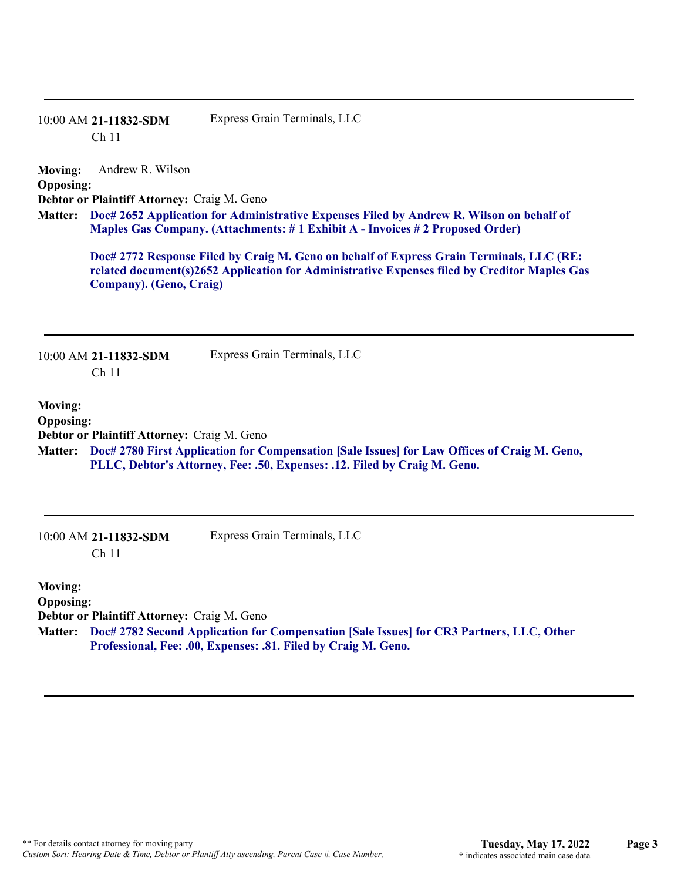---

10:00 AM **21-11832-SDM** Express Grain Terminals, LLC
Ch 11

**Moving:** Andrew R. Wilson
**Opposing:**
**Debtor or Plaintiff Attorney:** Craig M. Geno
**Matter:** **Doc# 2652 Application for Administrative Expenses Filed by Andrew R. Wilson on behalf of Maples Gas Company. (Attachments: # 1 Exhibit A - Invoices # 2 Proposed Order)**

**Doc# 2772 Response Filed by Craig M. Geno on behalf of Express Grain Terminals, LLC (RE: related document(s)2652 Application for Administrative Expenses filed by Creditor Maples Gas Company). (Geno, Craig)**

---

10:00 AM **21-11832-SDM** Express Grain Terminals, LLC
Ch 11

**Moving:**
**Opposing:**
**Debtor or Plaintiff Attorney:** Craig M. Geno
**Matter:** **Doc# 2780 First Application for Compensation [Sale Issues] for Law Offices of Craig M. Geno, PLLC, Debtor's Attorney, Fee: .50, Expenses: .12. Filed by Craig M. Geno.**

---

10:00 AM **21-11832-SDM** Express Grain Terminals, LLC
Ch 11

**Moving:**
**Opposing:**
**Debtor or Plaintiff Attorney:** Craig M. Geno
**Matter:** **Doc# 2782 Second Application for Compensation [Sale Issues] for CR3 Partners, LLC, Other Professional, Fee: .00, Expenses: .81. Filed by Craig M. Geno.**

---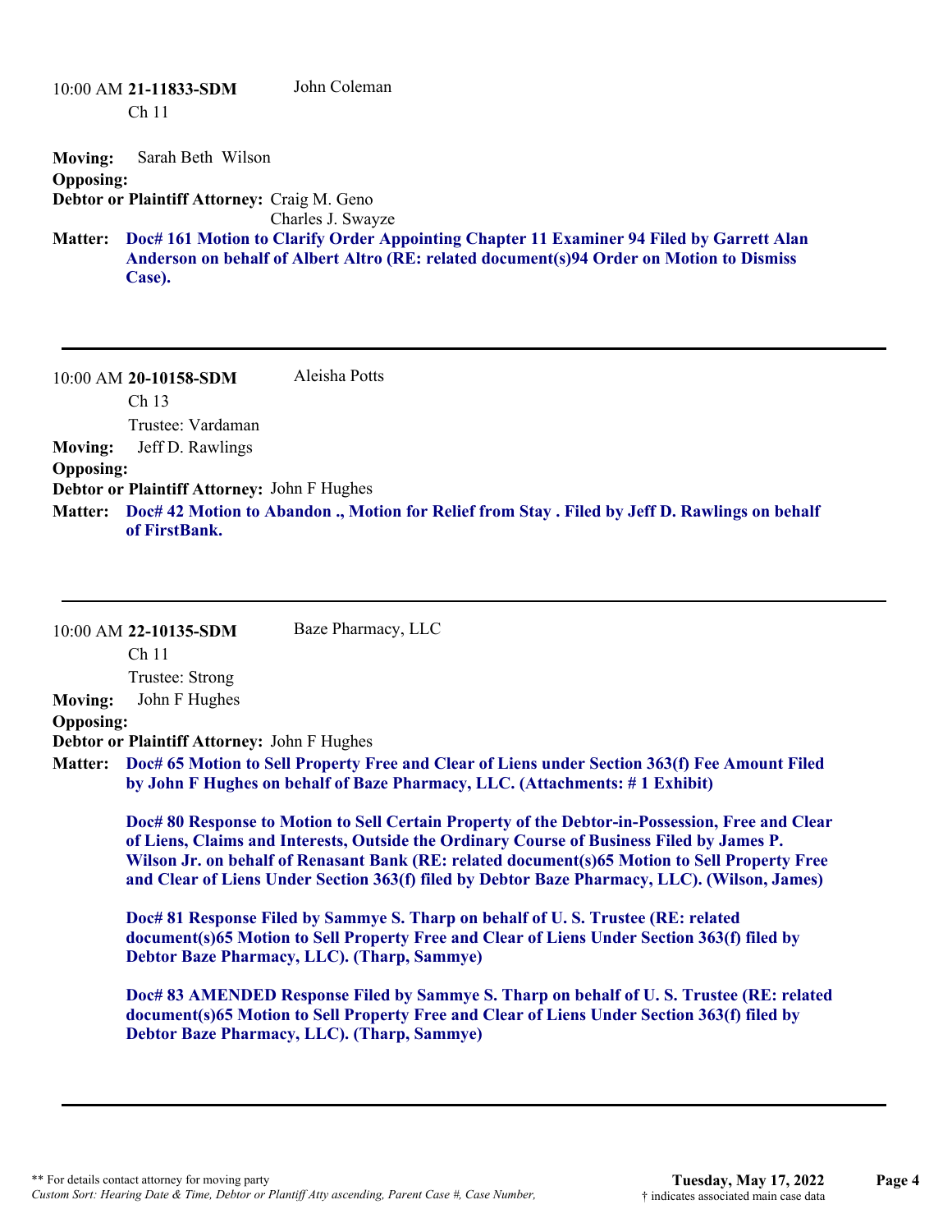10:00 AM **21-11833-SDM** John Coleman
Ch 11

**Moving:** Sarah Beth Wilson
**Opposing:**
**Debtor or Plaintiff Attorney:** Craig M. Geno
Charles J. Swayze

**Matter:** **Doc# 161 Motion to Clarify Order Appointing Chapter 11 Examiner 94 Filed by Garrett Alan Anderson on behalf of Albert Altro (RE: related document(s)94 Order on Motion to Dismiss Case).**

---

10:00 AM **20-10158-SDM** Aleisha Potts
Ch 13
Trustee: Vardaman

**Moving:** Jeff D. Rawlings
**Opposing:**
**Debtor or Plaintiff Attorney:** John F Hughes

**Matter:** **Doc# 42 Motion to Abandon ., Motion for Relief from Stay . Filed by Jeff D. Rawlings on behalf of FirstBank.**

---

10:00 AM **22-10135-SDM** Baze Pharmacy, LLC
Ch 11
Trustee: Strong

**Moving:** John F Hughes
**Opposing:**
**Debtor or Plaintiff Attorney:** John F Hughes

**Matter:** **Doc# 65 Motion to Sell Property Free and Clear of Liens under Section 363(f) Fee Amount Filed by John F Hughes on behalf of Baze Pharmacy, LLC. (Attachments: # 1 Exhibit)**

**Doc# 80 Response to Motion to Sell Certain Property of the Debtor-in-Possession, Free and Clear of Liens, Claims and Interests, Outside the Ordinary Course of Business Filed by James P. Wilson Jr. on behalf of Renasant Bank (RE: related document(s)65 Motion to Sell Property Free and Clear of Liens Under Section 363(f) filed by Debtor Baze Pharmacy, LLC). (Wilson, James)**

**Doc# 81 Response Filed by Sammye S. Tharp on behalf of U. S. Trustee (RE: related document(s)65 Motion to Sell Property Free and Clear of Liens Under Section 363(f) filed by Debtor Baze Pharmacy, LLC). (Tharp, Sammye)**

**Doc# 83 AMENDED Response Filed by Sammye S. Tharp on behalf of U. S. Trustee (RE: related document(s)65 Motion to Sell Property Free and Clear of Liens Under Section 363(f) filed by Debtor Baze Pharmacy, LLC). (Tharp, Sammye)**

---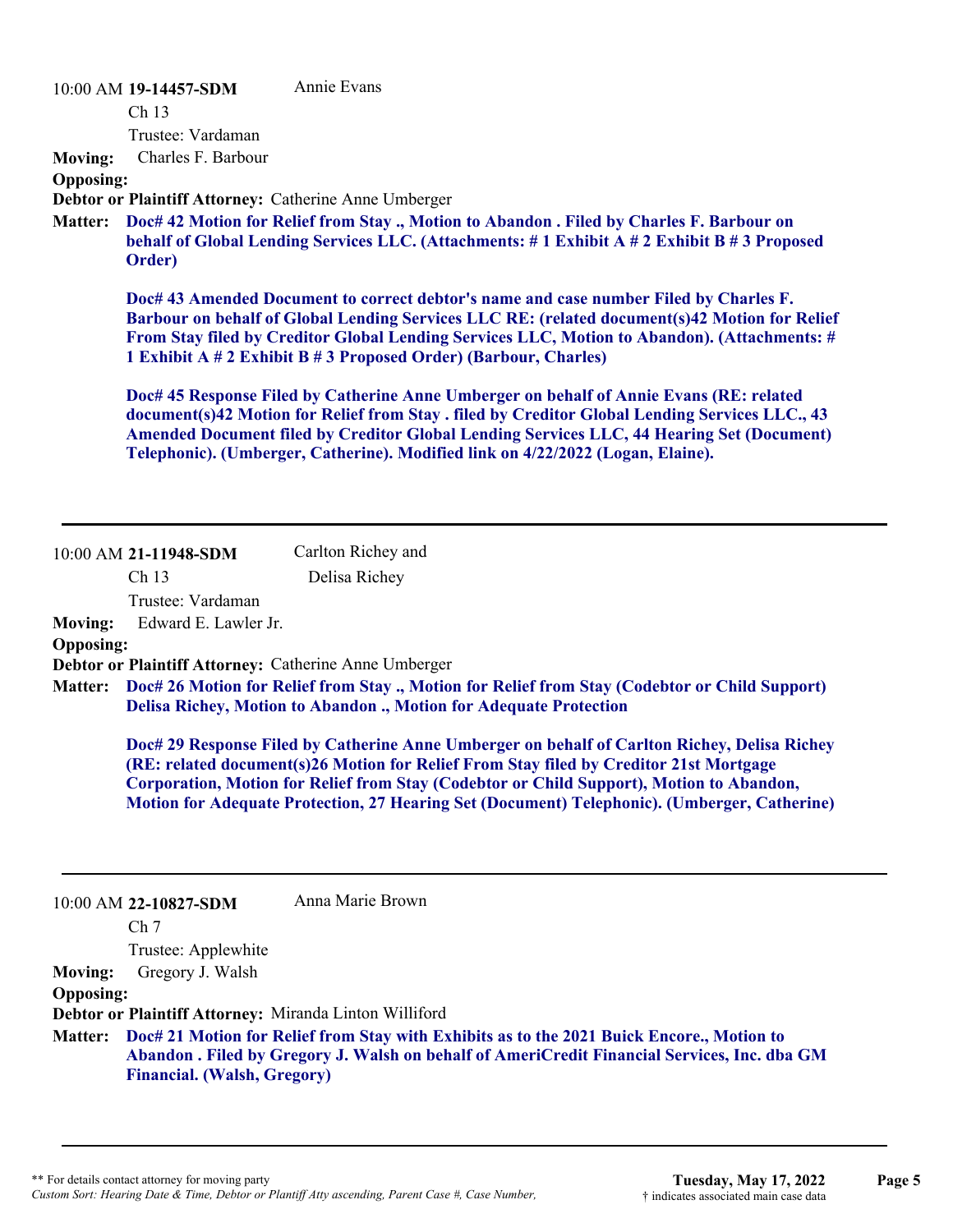10:00 AM **19-14457-SDM** Annie Evans

Ch 13

Trustee: Vardaman

**Moving:** Charles F. Barbour

**Opposing:**

**Debtor or Plaintiff Attorney:** Catherine Anne Umberger

**Matter:** **Doc# 42 Motion for Relief from Stay ., Motion to Abandon . Filed by Charles F. Barbour on behalf of Global Lending Services LLC. (Attachments: # 1 Exhibit A # 2 Exhibit B # 3 Proposed Order)**

**Doc# 43 Amended Document to correct debtor's name and case number Filed by Charles F. Barbour on behalf of Global Lending Services LLC RE: (related document(s)42 Motion for Relief From Stay filed by Creditor Global Lending Services LLC, Motion to Abandon). (Attachments: # 1 Exhibit A # 2 Exhibit B # 3 Proposed Order) (Barbour, Charles)**

**Doc# 45 Response Filed by Catherine Anne Umberger on behalf of Annie Evans (RE: related document(s)42 Motion for Relief from Stay . filed by Creditor Global Lending Services LLC., 43 Amended Document filed by Creditor Global Lending Services LLC, 44 Hearing Set (Document) Telephonic). (Umberger, Catherine). Modified link on 4/22/2022 (Logan, Elaine).**

---

10:00 AM **21-11948-SDM** Carlton Richey and Delisa Richey

Ch 13

Trustee: Vardaman

**Moving:** Edward E. Lawler Jr.

**Opposing:**

**Debtor or Plaintiff Attorney:** Catherine Anne Umberger

**Matter:** **Doc# 26 Motion for Relief from Stay ., Motion for Relief from Stay (Codebtor or Child Support) Delisa Richey, Motion to Abandon ., Motion for Adequate Protection**

**Doc# 29 Response Filed by Catherine Anne Umberger on behalf of Carlton Richey, Delisa Richey (RE: related document(s)26 Motion for Relief From Stay filed by Creditor 21st Mortgage Corporation, Motion for Relief from Stay (Codebtor or Child Support), Motion to Abandon, Motion for Adequate Protection, 27 Hearing Set (Document) Telephonic). (Umberger, Catherine)**

---

10:00 AM **22-10827-SDM** Anna Marie Brown

Ch 7

Trustee: Applewhite

**Moving:** Gregory J. Walsh

**Opposing:**

**Debtor or Plaintiff Attorney:** Miranda Linton Williford

**Matter:** **Doc# 21 Motion for Relief from Stay with Exhibits as to the 2021 Buick Encore., Motion to Abandon . Filed by Gregory J. Walsh on behalf of AmeriCredit Financial Services, Inc. dba GM Financial. (Walsh, Gregory)**

---

** For details contact attorney for moving party

*Custom Sort: Hearing Date & Time, Debtor or Plantiff Atty ascending, Parent Case #, Case Number,*

**Tuesday, May 17, 2022**

† indicates associated main case data